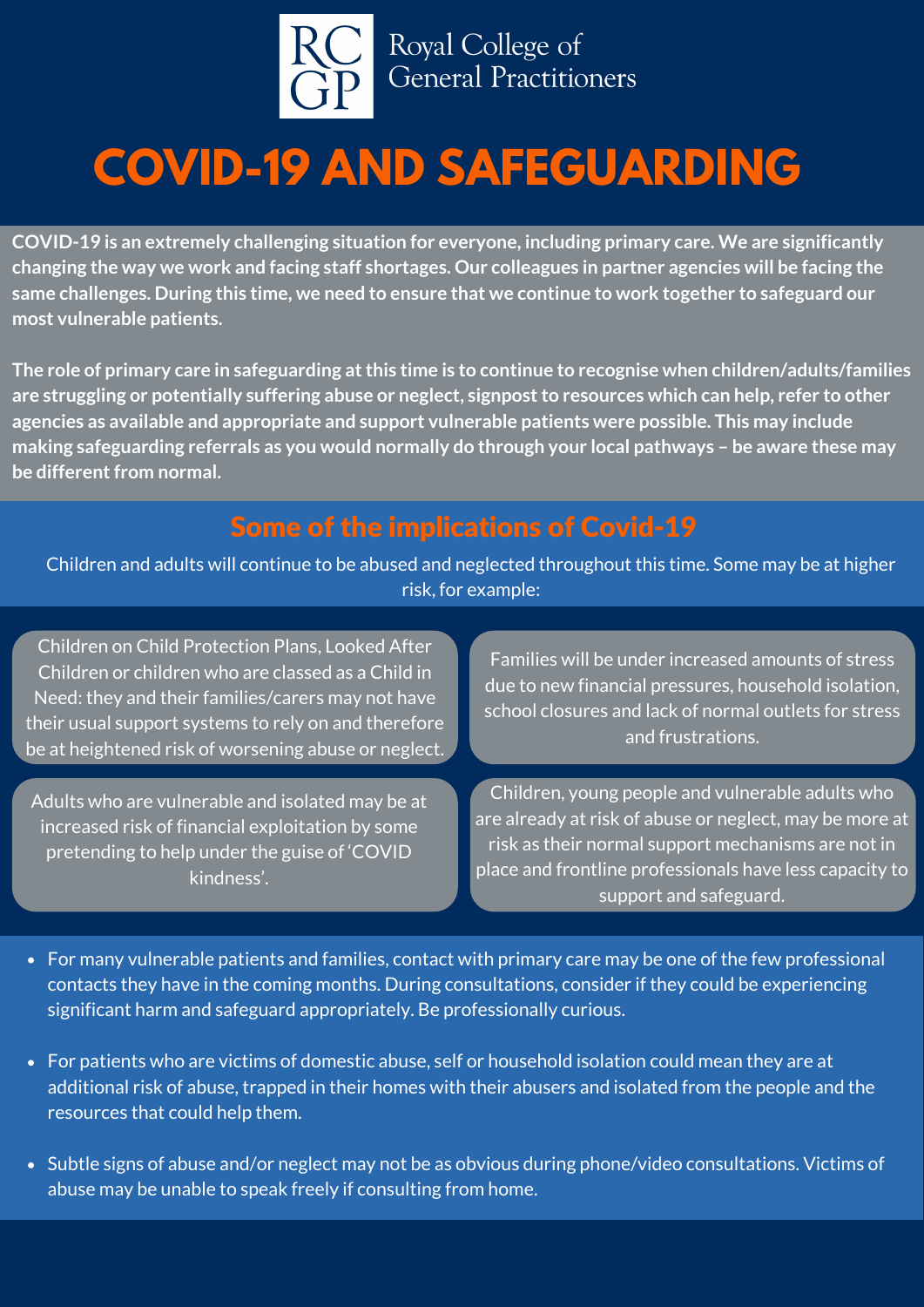Royal College of General Practitioners

# COVID-19 AND SAFEGUARDING

**COVID-19 is an extremely challenging situation for everyone, including primary care. We are significantly changing the way we work and facing staff shortages. Our colleagues in partner agencies will be facing the same challenges. During this time, we need to ensure that we continue to work together to safeguard our most vulnerable patients.**

**The role of primary care in safeguarding at this time is to continue to recognise when children/adults/families are struggling or potentially suffering abuse or neglect, signpost to resources which can help, refer to other agencies as available and appropriate and support vulnerable patients were possible. This may include making safeguarding referrals as you would normally do through your local pathways – be aware these may be different from normal.**

## Some of the implications of Covid-19

Children and adults will continue to be abused and neglected throughout this time. Some may be at higher risk, for example:

Children on Child Protection Plans, Looked After Children or children who are classed as a Child in Need: they and their families/carers may not have their usual support systems to rely on and therefore be at heightened risk of worsening abuse or neglect.

Families will be under increased amounts of stress due to new financial pressures, household isolation, school closures and lack of normal outlets for stress and frustrations.

Adults who are vulnerable and isolated may be at increased risk of financial exploitation by some pretending to help under the guise of 'COVID kindness'.

Children, young people and vulnerable adults who are already at risk of abuse or neglect, may be more at risk as their normal support mechanisms are not in place and frontline professionals have less capacity to support and safeguard.

- For many vulnerable patients and families, contact with primary care may be one of the few professional contacts they have in the coming months. During consultations, consider if they could be experiencing significant harm and safeguard appropriately. Be professionally curious.
- For patients who are victims of domestic abuse, self or household isolation could mean they are at additional risk of abuse, trapped in their homes with their abusers and isolated from the people and the resources that could help them.
- Subtle signs of abuse and/or neglect may not be as obvious during phone/video consultations. Victims of abuse may be unable to speak freely if consulting from home.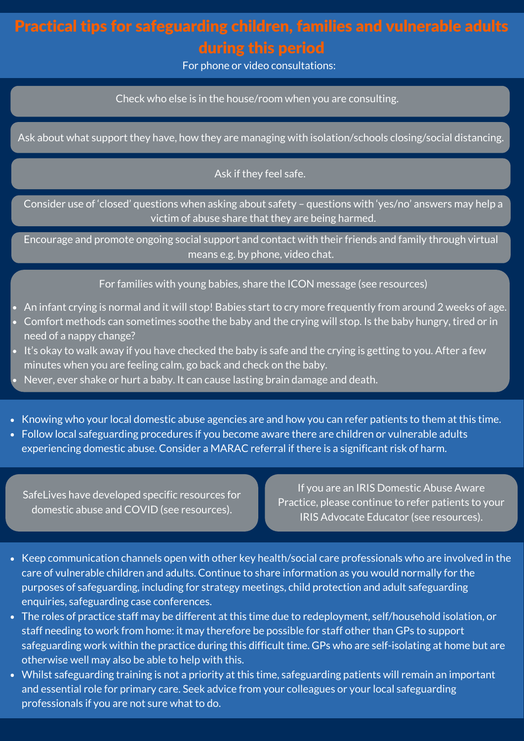# Practical tips for safeguarding children, families and vulnerable adults during this period

For phone or video consultations:

Check who else is in the house/room when you are consulting.

Ask about what support they have, how they are managing with isolation/schools closing/social distancing.

Ask if they feel safe.

Consider use of 'closed' questions when asking about safety – questions with 'yes/no' answers may help a victim of abuse share that they are being harmed.

Encourage and promote ongoing social support and contact with their friends and family through virtual means e.g. by phone, video chat.

For families with young babies, share the ICON message (see resources)

- An infant crying is normal and it will stop! Babies start to cry more frequently from around 2 weeks of age.
- Comfort methods can sometimes soothe the baby and the crying will stop. Is the baby hungry, tired or in need of a nappy change?
- It's okay to walk away if you have checked the baby is safe and the crying is getting to you. After a few minutes when you are feeling calm, go back and check on the baby.
- Never, ever shake or hurt a baby. It can cause lasting brain damage and death.

- Knowing who your local domestic abuse agencies are and how you can refer patients to them at this time.
- Follow local safeguarding procedures if you become aware there are children or vulnerable adults experiencing domestic abuse. Consider a MARAC referral if there is a significant risk of harm.

SafeLives have developed specific resources for domestic abuse and COVID (see resources).

If you are an IRIS Domestic Abuse Aware Practice, please continue to refer patients to your IRIS Advocate Educator (see resources).

- Keep communication channels open with other key health/social care professionals who are involved in the care of vulnerable children and adults. Continue to share information as you would normally for the purposes of safeguarding, including for strategy meetings, child protection and adult safeguarding enquiries, safeguarding case conferences.
- The roles of practice staff may be different at this time due to redeployment, self/household isolation, or staff needing to work from home: it may therefore be possible for staff other than GPs to support safeguarding work within the practice during this difficult time. GPs who are self-isolating at home but are otherwise well may also be able to help with this.
- Whilst safeguarding training is not a priority at this time, safeguarding patients will remain an important and essential role for primary care. Seek advice from your colleagues or your local safeguarding professionals if you are not sure what to do.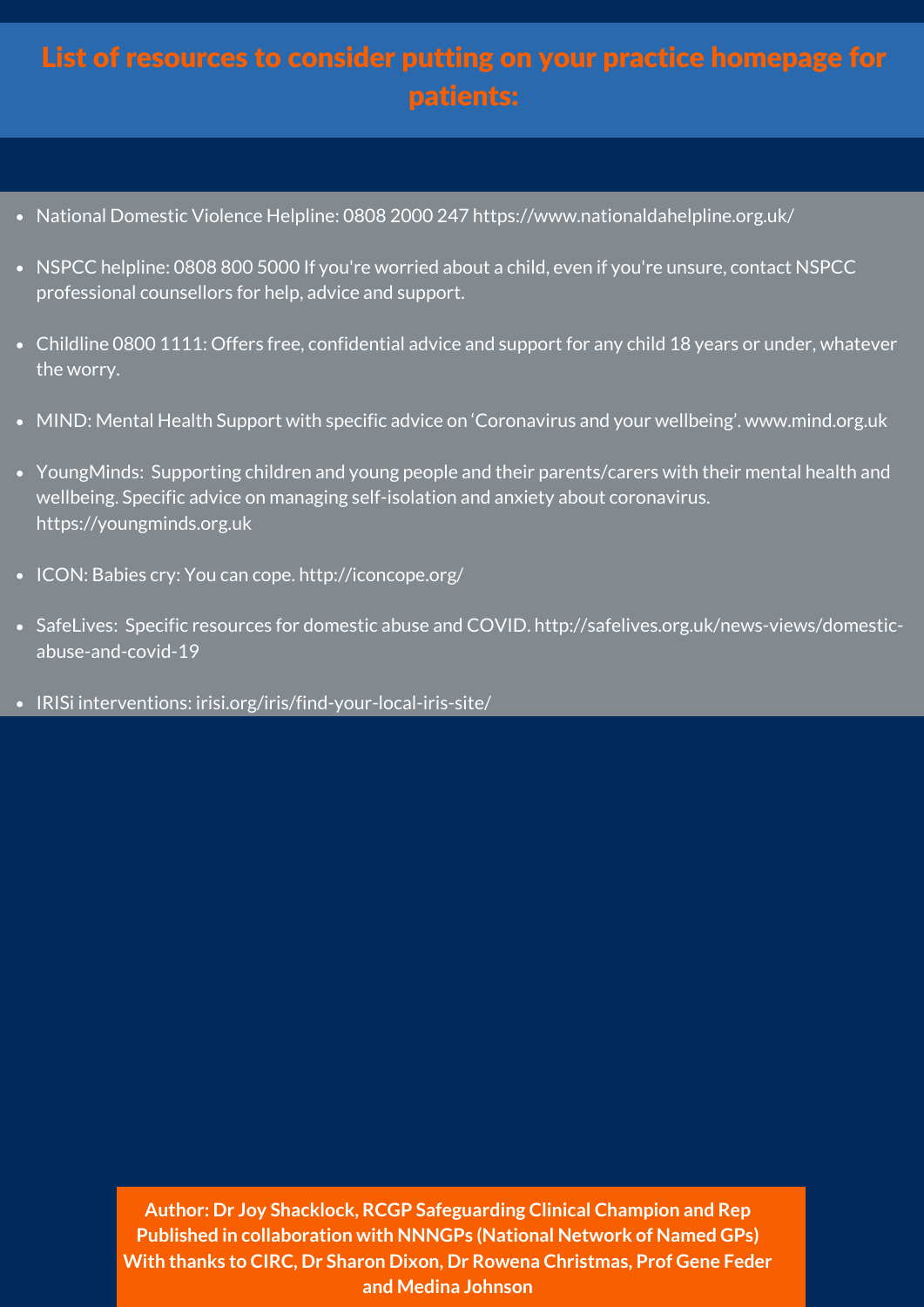# List of resources to consider putting on your practice homepage for patients:

- National Domestic Violence Helpline: 0808 2000 247 https://www.nationaldahelpline.org.uk/
- NSPCC helpline: 0808 800 5000 If you're worried about a child, even if you're unsure, contact NSPCC professional counsellors for help, advice and support.
- Childline 0800 1111: Offers free, confidential advice and support for any child 18 years or under, whatever the worry.
- MIND: Mental Health Support with specific advice on 'Coronavirus and your wellbeing'. www.mind.org.uk
- YoungMinds: Supporting children and young people and their parents/carers with their mental health and wellbeing. Specific advice on managing self-isolation and anxiety about coronavirus. https://youngminds.org.uk
- ICON: Babies cry: You can cope. http://iconcope.org/
- SafeLives: Specific resources for domestic abuse and COVID. http://safelives.org.uk/news-views/domestic-abuse-and-covid-19
- IRISi interventions: irisi.org/iris/find-your-local-iris-site/

**Author: Dr Joy Shacklock, RCGP Safeguarding Clinical Champion and Rep**
**Published in collaboration with NNNGPs (National Network of Named GPs)**
**With thanks to CIRC, Dr Sharon Dixon, Dr Rowena Christmas, Prof Gene Feder and Medina Johnson**